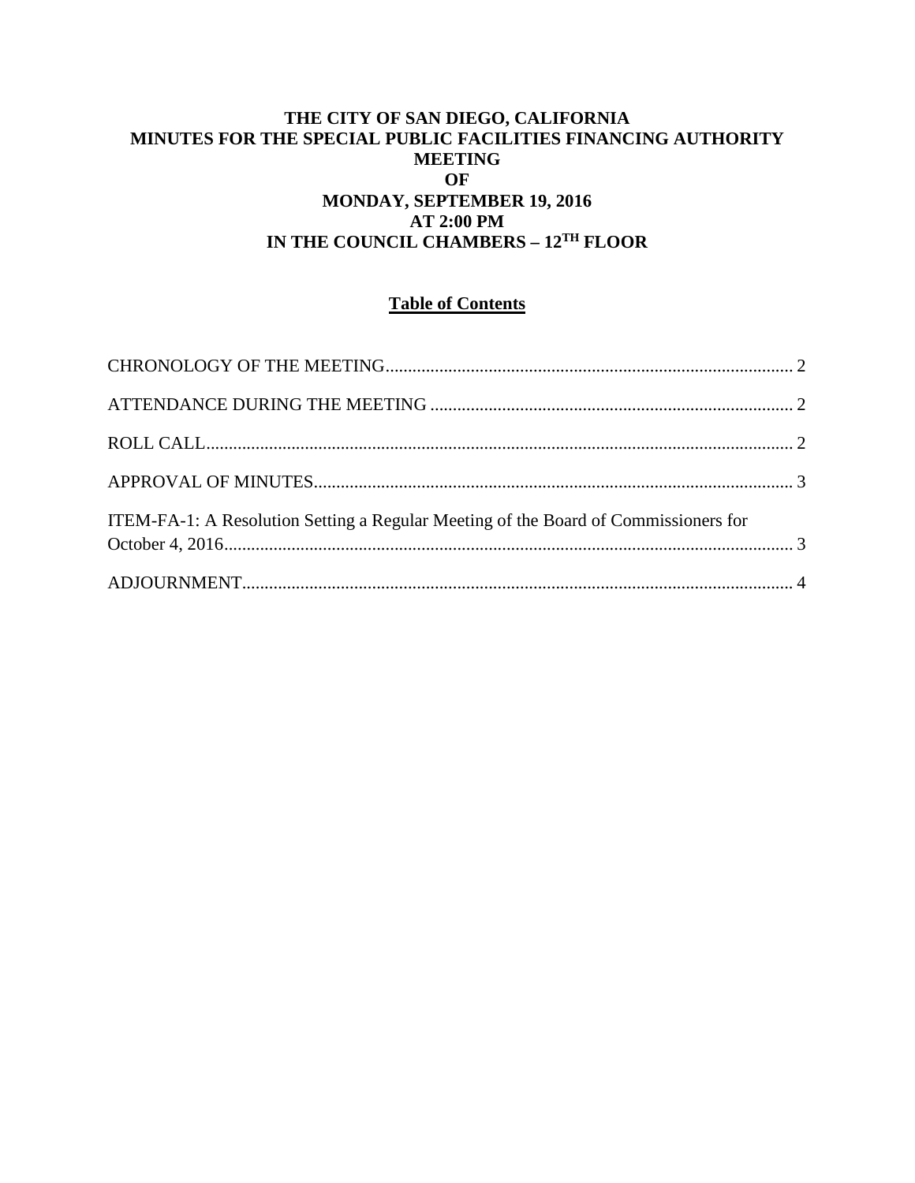# THE CITY OF SAN DIEGO, CALIFORNIA
# MINUTES FOR THE SPECIAL PUBLIC FACILITIES FINANCING AUTHORITY MEETING
# OF
# MONDAY, SEPTEMBER 19, 2016
# AT 2:00 PM
# IN THE COUNCIL CHAMBERS – 12TH FLOOR

## Table of Contents

CHRONOLOGY OF THE MEETING........................................................................................ 2

ATTENDANCE DURING THE MEETING ............................................................................... 2

ROLL CALL................................................................................................................................ 2

APPROVAL OF MINUTES.......................................................................................................... 3

ITEM-FA-1: A Resolution Setting a Regular Meeting of the Board of Commissioners for October 4, 2016............................................................................................................................ 3

ADJOURNMENT......................................................................................................................... 4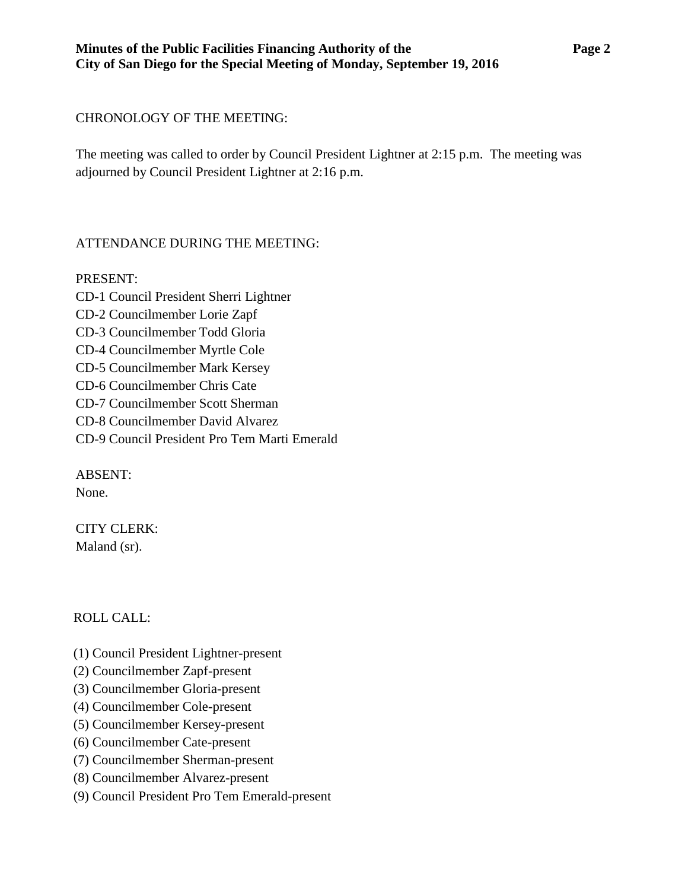CHRONOLOGY OF THE MEETING:

The meeting was called to order by Council President Lightner at 2:15 p.m. The meeting was adjourned by Council President Lightner at 2:16 p.m.

ATTENDANCE DURING THE MEETING:

PRESENT:
CD-1 Council President Sherri Lightner
CD-2 Councilmember Lorie Zapf
CD-3 Councilmember Todd Gloria
CD-4 Councilmember Myrtle Cole
CD-5 Councilmember Mark Kersey
CD-6 Councilmember Chris Cate
CD-7 Councilmember Scott Sherman
CD-8 Councilmember David Alvarez
CD-9 Council President Pro Tem Marti Emerald

ABSENT:
None.

CITY CLERK:
Maland (sr).

ROLL CALL:

(1) Council President Lightner-present
(2) Councilmember Zapf-present
(3) Councilmember Gloria-present
(4) Councilmember Cole-present
(5) Councilmember Kersey-present
(6) Councilmember Cate-present
(7) Councilmember Sherman-present
(8) Councilmember Alvarez-present
(9) Council President Pro Tem Emerald-present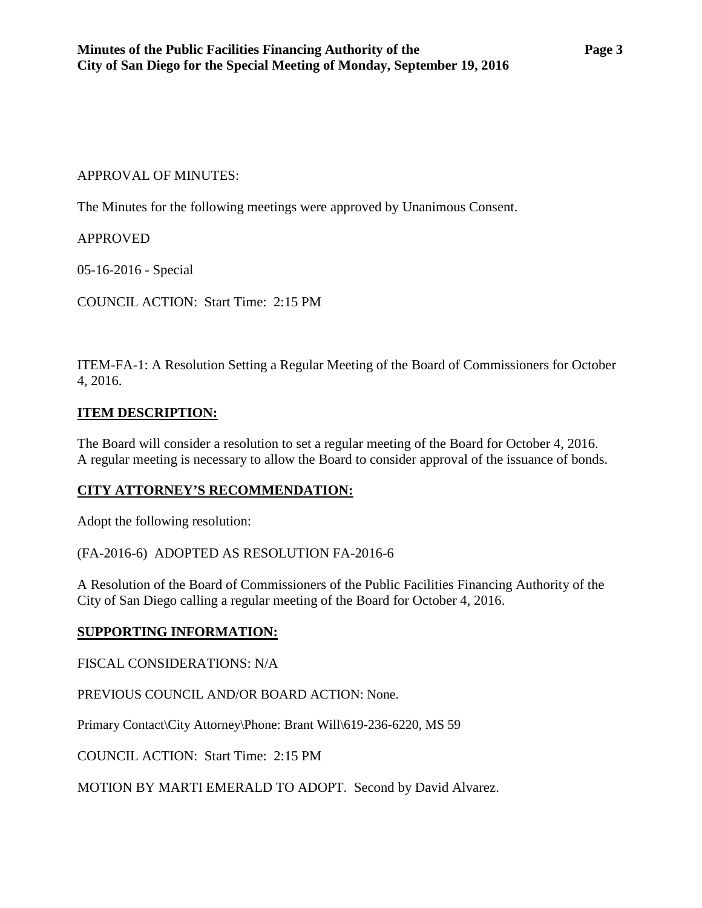APPROVAL OF MINUTES:

The Minutes for the following meetings were approved by Unanimous Consent.

APPROVED

05-16-2016 - Special

COUNCIL ACTION: Start Time: 2:15 PM

ITEM-FA-1: A Resolution Setting a Regular Meeting of the Board of Commissioners for October 4, 2016.

**ITEM DESCRIPTION:**

The Board will consider a resolution to set a regular meeting of the Board for October 4, 2016. A regular meeting is necessary to allow the Board to consider approval of the issuance of bonds.

**CITY ATTORNEY'S RECOMMENDATION:**

Adopt the following resolution:

(FA-2016-6) ADOPTED AS RESOLUTION FA-2016-6

A Resolution of the Board of Commissioners of the Public Facilities Financing Authority of the City of San Diego calling a regular meeting of the Board for October 4, 2016.

**SUPPORTING INFORMATION:**

FISCAL CONSIDERATIONS: N/A

PREVIOUS COUNCIL AND/OR BOARD ACTION: None.

Primary Contact\City Attorney\Phone: Brant Will\619-236-6220, MS 59

COUNCIL ACTION: Start Time: 2:15 PM

MOTION BY MARTI EMERALD TO ADOPT. Second by David Alvarez.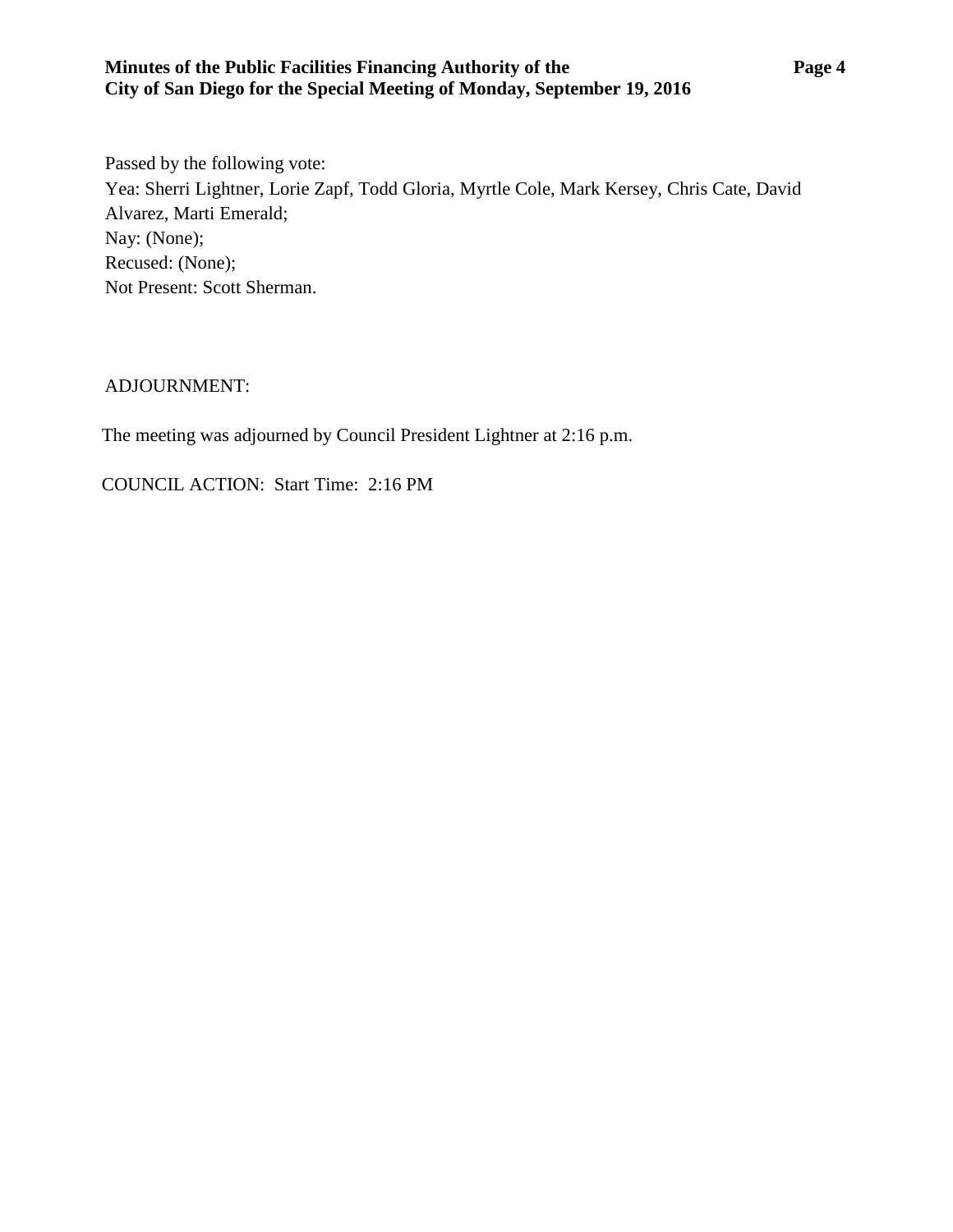Passed by the following vote:
Yea: Sherri Lightner, Lorie Zapf, Todd Gloria, Myrtle Cole, Mark Kersey, Chris Cate, David Alvarez, Marti Emerald;
Nay: (None);
Recused: (None);
Not Present: Scott Sherman.

ADJOURNMENT:

The meeting was adjourned by Council President Lightner at 2:16 p.m.

COUNCIL ACTION: Start Time: 2:16 PM